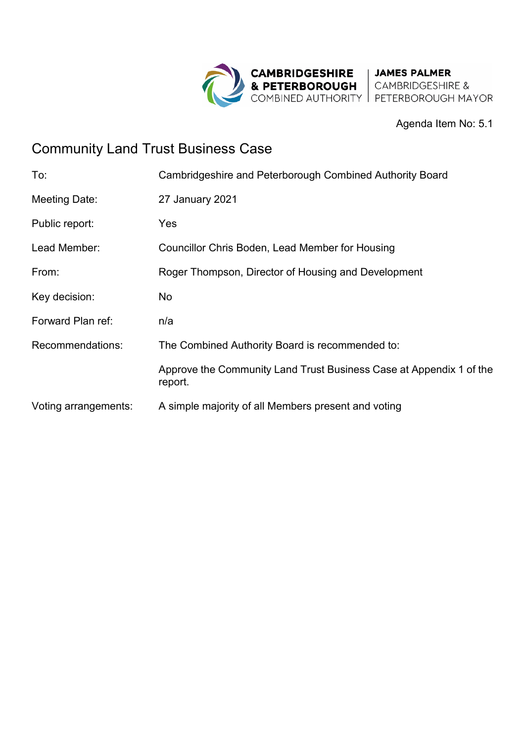CAMBRIDGESHIRE & PETERBOROUGH COMBINED AUTHORITY | JAMES PALMER CAMBRIDGESHIRE & PETERBOROUGH MAYOR

Agenda Item No: 5.1

# Community Land Trust Business Case

| | |
|---|---|
| To: | Cambridgeshire and Peterborough Combined Authority Board |
| Meeting Date: | 27 January 2021 |
| Public report: | Yes |
| Lead Member: | Councillor Chris Boden, Lead Member for Housing |
| From: | Roger Thompson, Director of Housing and Development |
| Key decision: | No |
| Forward Plan ref: | n/a |
| Recommendations: | The Combined Authority Board is recommended to: |
| | Approve the Community Land Trust Business Case at Appendix 1 of the report. |
| Voting arrangements: | A simple majority of all Members present and voting |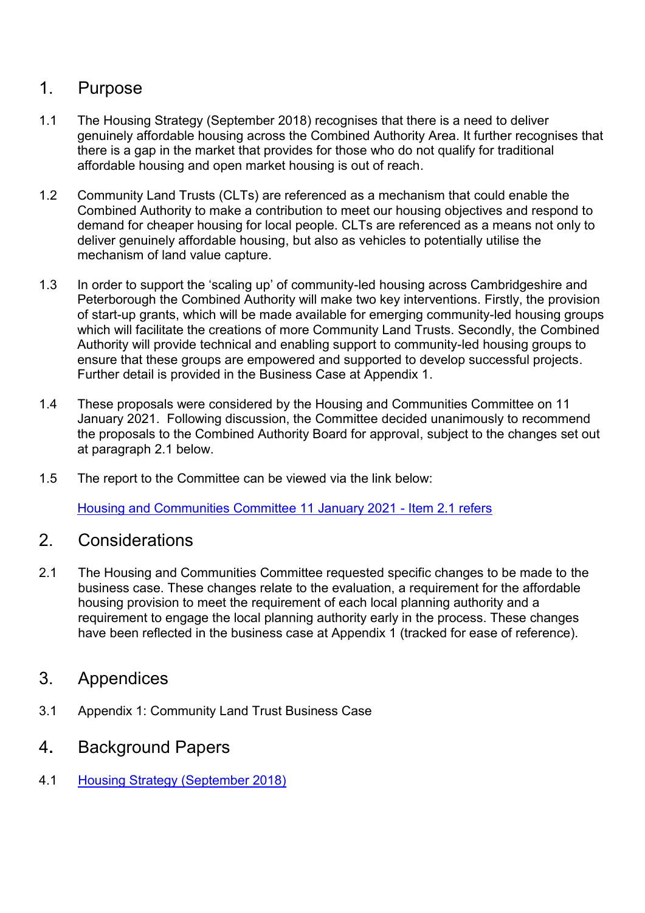## 1. Purpose

1.1 The Housing Strategy (September 2018) recognises that there is a need to deliver genuinely affordable housing across the Combined Authority Area. It further recognises that there is a gap in the market that provides for those who do not qualify for traditional affordable housing and open market housing is out of reach.

1.2 Community Land Trusts (CLTs) are referenced as a mechanism that could enable the Combined Authority to make a contribution to meet our housing objectives and respond to demand for cheaper housing for local people. CLTs are referenced as a means not only to deliver genuinely affordable housing, but also as vehicles to potentially utilise the mechanism of land value capture.

1.3 In order to support the 'scaling up' of community-led housing across Cambridgeshire and Peterborough the Combined Authority will make two key interventions. Firstly, the provision of start-up grants, which will be made available for emerging community-led housing groups which will facilitate the creations of more Community Land Trusts. Secondly, the Combined Authority will provide technical and enabling support to community-led housing groups to ensure that these groups are empowered and supported to develop successful projects. Further detail is provided in the Business Case at Appendix 1.

1.4 These proposals were considered by the Housing and Communities Committee on 11 January 2021. Following discussion, the Committee decided unanimously to recommend the proposals to the Combined Authority Board for approval, subject to the changes set out at paragraph 2.1 below.

1.5 The report to the Committee can be viewed via the link below:

Housing and Communities Committee 11 January 2021 - Item 2.1 refers

## 2. Considerations

2.1 The Housing and Communities Committee requested specific changes to be made to the business case. These changes relate to the evaluation, a requirement for the affordable housing provision to meet the requirement of each local planning authority and a requirement to engage the local planning authority early in the process. These changes have been reflected in the business case at Appendix 1 (tracked for ease of reference).

## 3. Appendices

3.1 Appendix 1: Community Land Trust Business Case

## 4. Background Papers

4.1 Housing Strategy (September 2018)